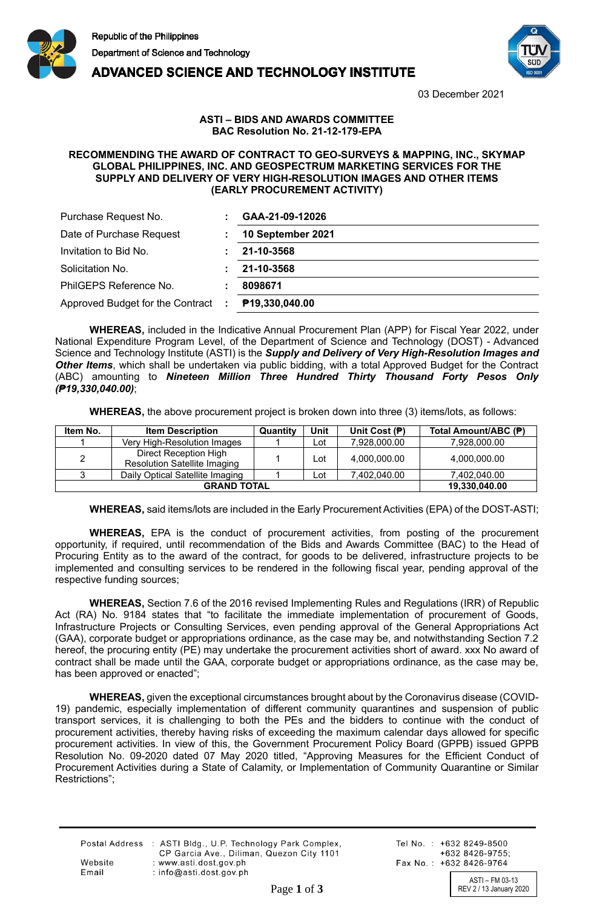Republic of the Philippines
Department of Science and Technology
**ADVANCED SCIENCE AND TECHNOLOGY INSTITUTE**

03 December 2021

**ASTI – BIDS AND AWARDS COMMITTEE**
**BAC Resolution No. 21-12-179-EPA**

**RECOMMENDING THE AWARD OF CONTRACT TO GEO-SURVEYS & MAPPING, INC., SKYMAP GLOBAL PHILIPPINES, INC. AND GEOSPECTRUM MARKETING SERVICES FOR THE SUPPLY AND DELIVERY OF VERY HIGH-RESOLUTION IMAGES AND OTHER ITEMS (EARLY PROCUREMENT ACTIVITY)**

| | | |
|---|---|---|
| Purchase Request No. | : | **GAA-21-09-12026** |
| Date of Purchase Request | : | **10 September 2021** |
| Invitation to Bid No. | : | **21-10-3568** |
| Solicitation No. | : | **21-10-3568** |
| PhilGEPS Reference No. | : | **8098671** |
| Approved Budget for the Contract | : | **₱19,330,040.00** |

**WHEREAS,** included in the Indicative Annual Procurement Plan (APP) for Fiscal Year 2022, under National Expenditure Program Level, of the Department of Science and Technology (DOST) - Advanced Science and Technology Institute (ASTI) is the ***Supply and Delivery of Very High-Resolution Images and Other Items***, which shall be undertaken via public bidding, with a total Approved Budget for the Contract (ABC) amounting to ***Nineteen Million Three Hundred Thirty Thousand Forty Pesos Only (₱19,330,040.00)***;

**WHEREAS,** the above procurement project is broken down into three (3) items/lots, as follows:

| Item No. | Item Description | Quantity | Unit | Unit Cost (₱) | Total Amount/ABC (₱) |
|---|---|---|---|---|---|
| 1 | Very High-Resolution Images | 1 | Lot | 7,928,000.00 | 7,928,000.00 |
| 2 | Direct Reception High Resolution Satellite Imaging | 1 | Lot | 4,000,000.00 | 4,000,000.00 |
| 3 | Daily Optical Satellite Imaging | 1 | Lot | 7,402,040.00 | 7,402,040.00 |
| **GRAND TOTAL** | | | | | **19,330,040.00** |

**WHEREAS,** said items/lots are included in the Early Procurement Activities (EPA) of the DOST-ASTI;

**WHEREAS,** EPA is the conduct of procurement activities, from posting of the procurement opportunity, if required, until recommendation of the Bids and Awards Committee (BAC) to the Head of Procuring Entity as to the award of the contract, for goods to be delivered, infrastructure projects to be implemented and consulting services to be rendered in the following fiscal year, pending approval of the respective funding sources;

**WHEREAS,** Section 7.6 of the 2016 revised Implementing Rules and Regulations (IRR) of Republic Act (RA) No. 9184 states that "to facilitate the immediate implementation of procurement of Goods, Infrastructure Projects or Consulting Services, even pending approval of the General Appropriations Act (GAA), corporate budget or appropriations ordinance, as the case may be, and notwithstanding Section 7.2 hereof, the procuring entity (PE) may undertake the procurement activities short of award. xxx No award of contract shall be made until the GAA, corporate budget or appropriations ordinance, as the case may be, has been approved or enacted";

**WHEREAS,** given the exceptional circumstances brought about by the Coronavirus disease (COVID-19) pandemic, especially implementation of different community quarantines and suspension of public transport services, it is challenging to both the PEs and the bidders to continue with the conduct of procurement activities, thereby having risks of exceeding the maximum calendar days allowed for specific procurement activities. In view of this, the Government Procurement Policy Board (GPPB) issued GPPB Resolution No. 09-2020 dated 07 May 2020 titled, "Approving Measures for the Efficient Conduct of Procurement Activities during a State of Calamity, or Implementation of Community Quarantine or Similar Restrictions";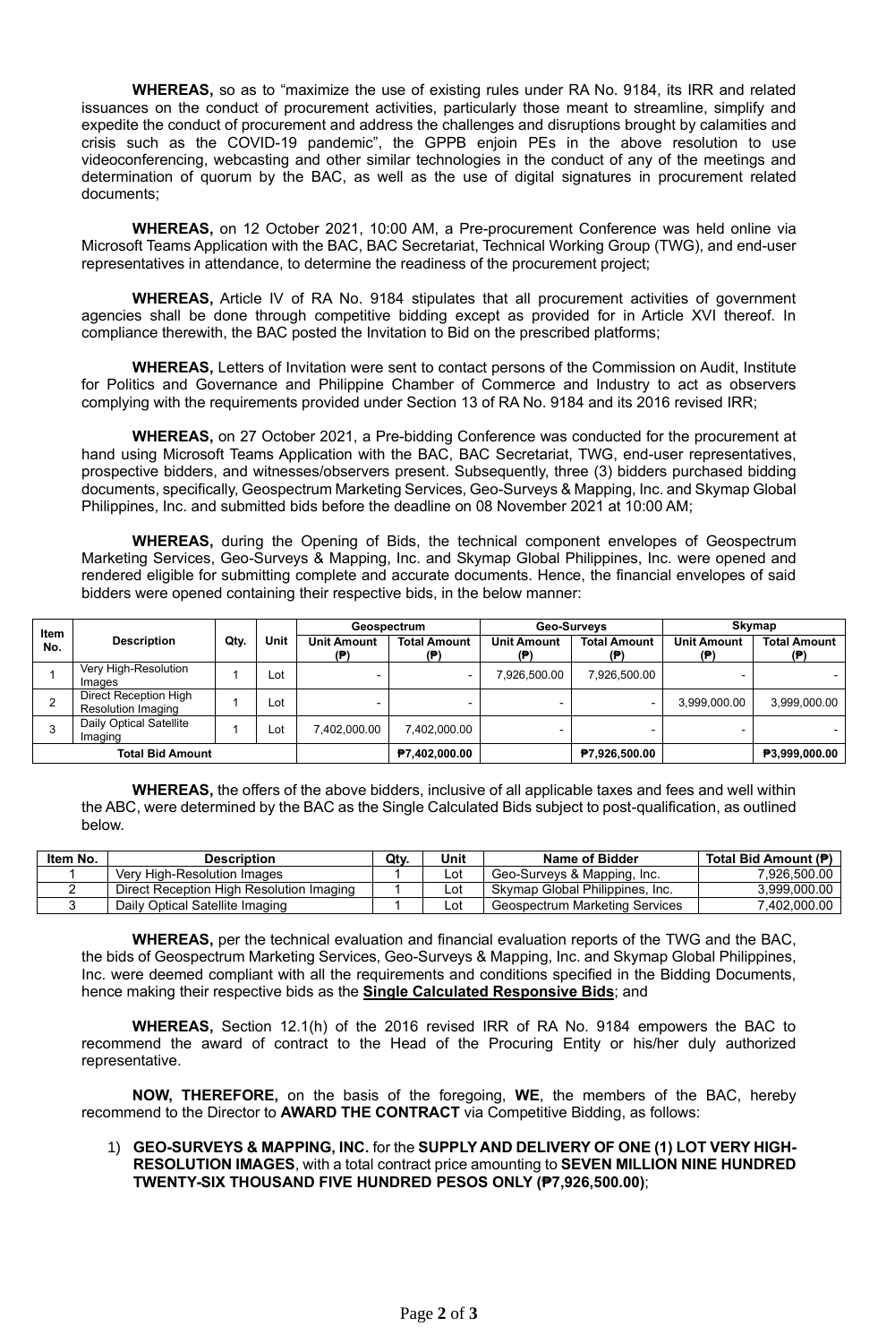**WHEREAS,** so as to "maximize the use of existing rules under RA No. 9184, its IRR and related issuances on the conduct of procurement activities, particularly those meant to streamline, simplify and expedite the conduct of procurement and address the challenges and disruptions brought by calamities and crisis such as the COVID-19 pandemic", the GPPB enjoin PEs in the above resolution to use videoconferencing, webcasting and other similar technologies in the conduct of any of the meetings and determination of quorum by the BAC, as well as the use of digital signatures in procurement related documents;

**WHEREAS,** on 12 October 2021, 10:00 AM, a Pre-procurement Conference was held online via Microsoft Teams Application with the BAC, BAC Secretariat, Technical Working Group (TWG), and end-user representatives in attendance, to determine the readiness of the procurement project;

**WHEREAS,** Article IV of RA No. 9184 stipulates that all procurement activities of government agencies shall be done through competitive bidding except as provided for in Article XVI thereof. In compliance therewith, the BAC posted the Invitation to Bid on the prescribed platforms;

**WHEREAS,** Letters of Invitation were sent to contact persons of the Commission on Audit, Institute for Politics and Governance and Philippine Chamber of Commerce and Industry to act as observers complying with the requirements provided under Section 13 of RA No. 9184 and its 2016 revised IRR;

**WHEREAS,** on 27 October 2021, a Pre-bidding Conference was conducted for the procurement at hand using Microsoft Teams Application with the BAC, BAC Secretariat, TWG, end-user representatives, prospective bidders, and witnesses/observers present. Subsequently, three (3) bidders purchased bidding documents, specifically, Geospectrum Marketing Services, Geo-Surveys & Mapping, Inc. and Skymap Global Philippines, Inc. and submitted bids before the deadline on 08 November 2021 at 10:00 AM;

**WHEREAS,** during the Opening of Bids, the technical component envelopes of Geospectrum Marketing Services, Geo-Surveys & Mapping, Inc. and Skymap Global Philippines, Inc. were opened and rendered eligible for submitting complete and accurate documents. Hence, the financial envelopes of said bidders were opened containing their respective bids, in the below manner:

| Item No. | Description | Qty. | Unit | Geospectrum | | Geo-Surveys | | Skymap | |
|---|---|---|---|---|---|---|---|---|---|
| | | | | Unit Amount (₱) | Total Amount (₱) | Unit Amount (₱) | Total Amount (₱) | Unit Amount (₱) | Total Amount (₱) |
| 1 | Very High-Resolution Images | 1 | Lot | - | - | 7,926,500.00 | 7,926,500.00 | - | - |
| 2 | Direct Reception High Resolution Imaging | 1 | Lot | - | - | - | - | 3,999,000.00 | 3,999,000.00 |
| 3 | Daily Optical Satellite Imaging | 1 | Lot | 7,402,000.00 | 7,402,000.00 | - | - | - | - |
| **Total Bid Amount** | | | | | **₱7,402,000.00** | | **₱7,926,500.00** | | **₱3,999,000.00** |

**WHEREAS,** the offers of the above bidders, inclusive of all applicable taxes and fees and well within the ABC, were determined by the BAC as the Single Calculated Bids subject to post-qualification, as outlined below.

| Item No. | Description | Qty. | Unit | Name of Bidder | Total Bid Amount (₱) |
|---|---|---|---|---|---|
| 1 | Very High-Resolution Images | 1 | Lot | Geo-Surveys & Mapping, Inc. | 7,926,500.00 |
| 2 | Direct Reception High Resolution Imaging | 1 | Lot | Skymap Global Philippines, Inc. | 3,999,000.00 |
| 3 | Daily Optical Satellite Imaging | 1 | Lot | Geospectrum Marketing Services | 7,402,000.00 |

**WHEREAS,** per the technical evaluation and financial evaluation reports of the TWG and the BAC, the bids of Geospectrum Marketing Services, Geo-Surveys & Mapping, Inc. and Skymap Global Philippines, Inc. were deemed compliant with all the requirements and conditions specified in the Bidding Documents, hence making their respective bids as the **Single Calculated Responsive Bids**; and

**WHEREAS,** Section 12.1(h) of the 2016 revised IRR of RA No. 9184 empowers the BAC to recommend the award of contract to the Head of the Procuring Entity or his/her duly authorized representative.

**NOW, THEREFORE,** on the basis of the foregoing, **WE**, the members of the BAC, hereby recommend to the Director to **AWARD THE CONTRACT** via Competitive Bidding, as follows:

1) **GEO-SURVEYS & MAPPING, INC.** for the **SUPPLY AND DELIVERY OF ONE (1) LOT VERY HIGH-RESOLUTION IMAGES**, with a total contract price amounting to **SEVEN MILLION NINE HUNDRED TWENTY-SIX THOUSAND FIVE HUNDRED PESOS ONLY (₱7,926,500.00)**;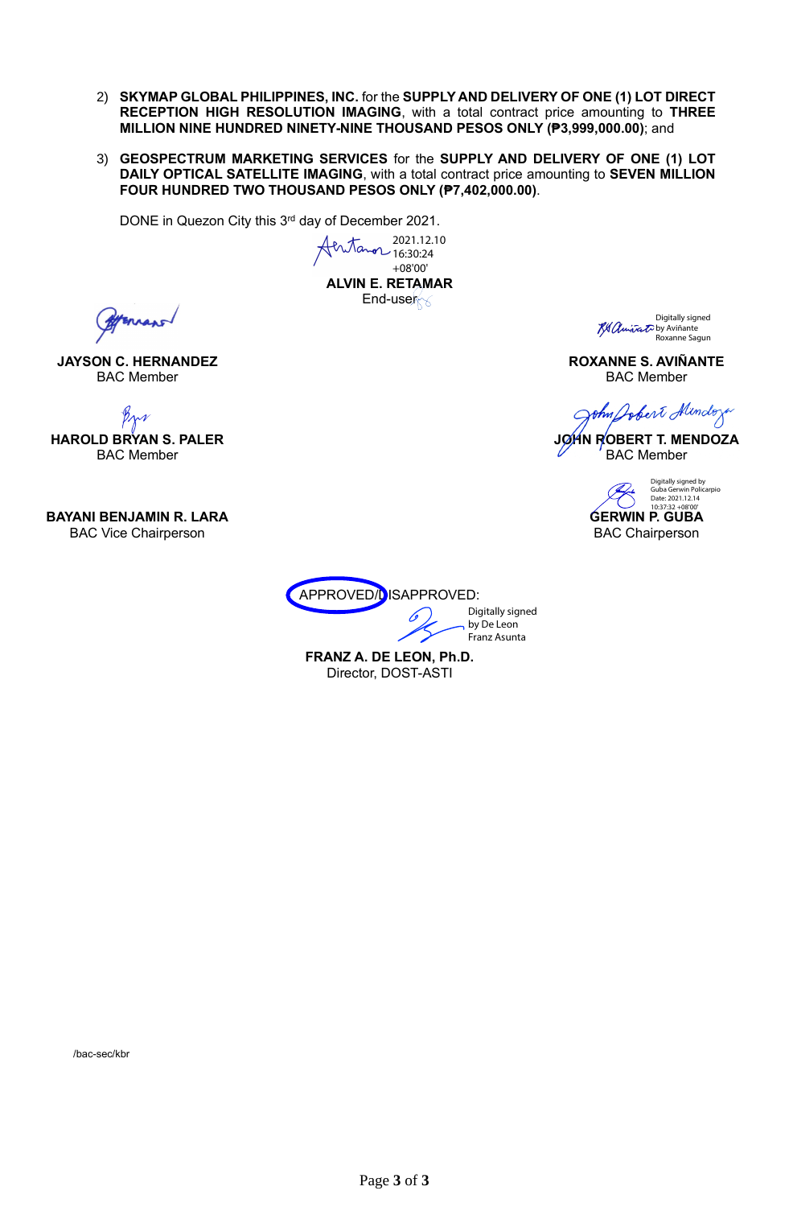2) **SKYMAP GLOBAL PHILIPPINES, INC.** for the **SUPPLY AND DELIVERY OF ONE (1) LOT DIRECT RECEPTION HIGH RESOLUTION IMAGING**, with a total contract price amounting to **THREE MILLION NINE HUNDRED NINETY-NINE THOUSAND PESOS ONLY (₱3,999,000.00)**; and

3) **GEOSPECTRUM MARKETING SERVICES** for the **SUPPLY AND DELIVERY OF ONE (1) LOT DAILY OPTICAL SATELLITE IMAGING**, with a total contract price amounting to **SEVEN MILLION FOUR HUNDRED TWO THOUSAND PESOS ONLY (₱7,402,000.00)**.

DONE in Quezon City this 3rd day of December 2021.

2021.12.10 16:30:24 +08'00'
**ALVIN E. RETAMAR**
End-user

**JAYSON C. HERNANDEZ**
BAC Member

Digitally signed by Aviñante Roxanne Sagun
**ROXANNE S. AVIÑANTE**
BAC Member

**HAROLD BRYAN S. PALER**
BAC Member

**JOHN ROBERT T. MENDOZA**
BAC Member

**BAYANI BENJAMIN R. LARA**
BAC Vice Chairperson

Digitally signed by Guba Gerwin Policarpio
Date: 2021.12.14 10:37:32 +08'00'
**GERWIN P. GUBA**
BAC Chairperson

APPROVED/DISAPPROVED:

Digitally signed by De Leon Franz Asunta
**FRANZ A. DE LEON, Ph.D.**
Director, DOST-ASTI

/bac-sec/kbr